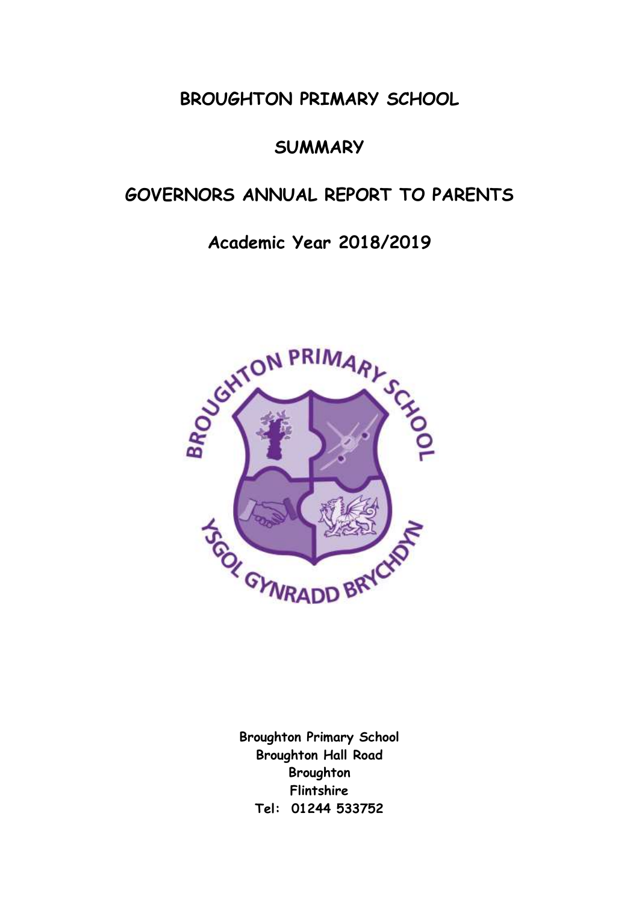# BROUGHTON PRIMARY SCHOOL

## SUMMARY

## GOVERNORS ANNUAL REPORT TO PARENTS

## Academic Year 2018/2019

**Broughton Primary School**
**Broughton Hall Road**
**Broughton**
**Flintshire**
**Tel: 01244 533752**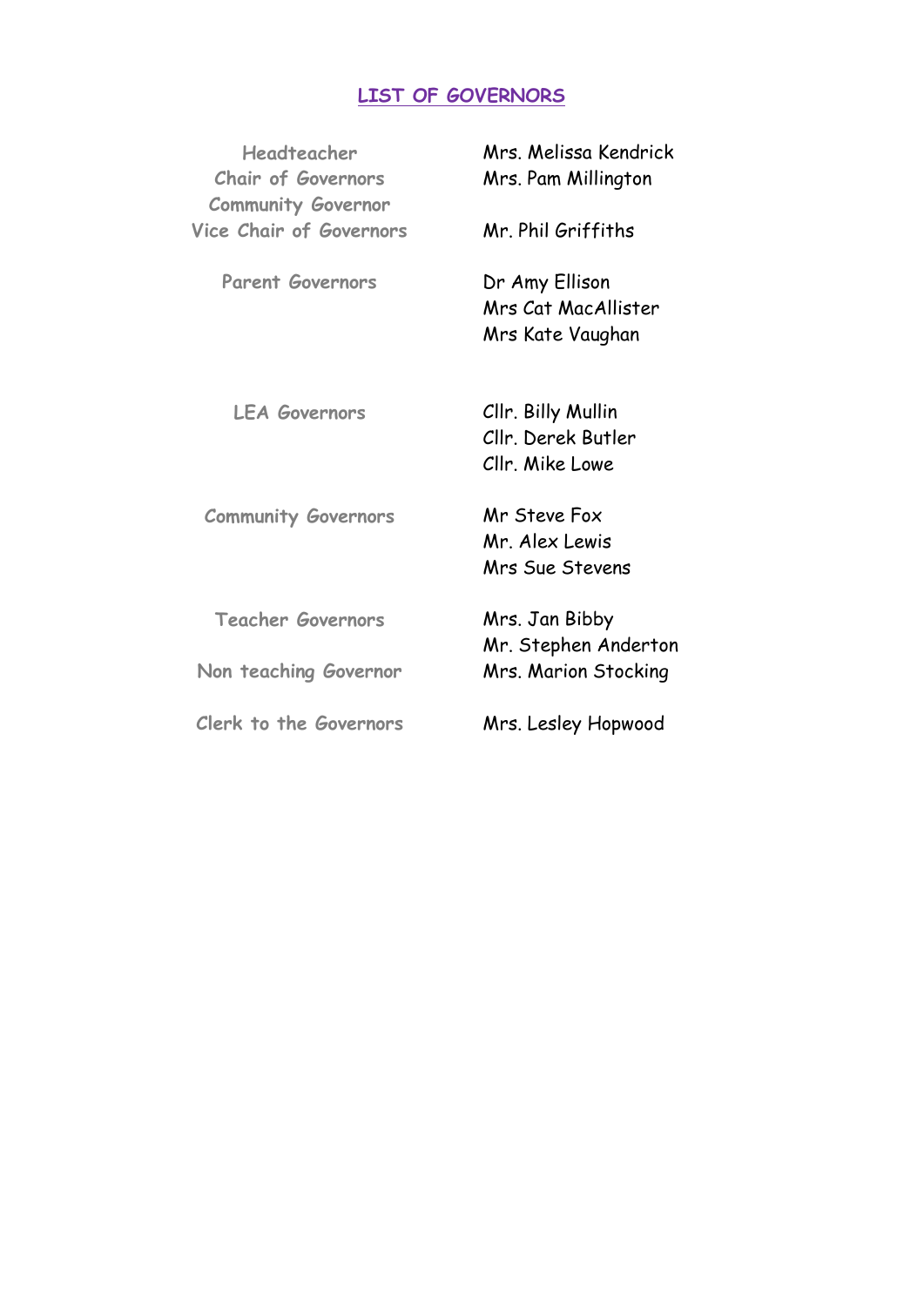# LIST OF GOVERNORS

| | |
|---|---|
| Headteacher | Mrs. Melissa Kendrick |
| Chair of Governors | Mrs. Pam Millington |
| Community Governor | |
| Vice Chair of Governors | Mr. Phil Griffiths |
| Parent Governors | Dr Amy Ellison |
| | Mrs Cat MacAllister |
| | Mrs Kate Vaughan |
| LEA Governors | Cllr. Billy Mullin |
| | Cllr. Derek Butler |
| | Cllr. Mike Lowe |
| Community Governors | Mr Steve Fox |
| | Mr. Alex Lewis |
| | Mrs Sue Stevens |
| Teacher Governors | Mrs. Jan Bibby |
| | Mr. Stephen Anderton |
| Non teaching Governor | Mrs. Marion Stocking |
| Clerk to the Governors | Mrs. Lesley Hopwood |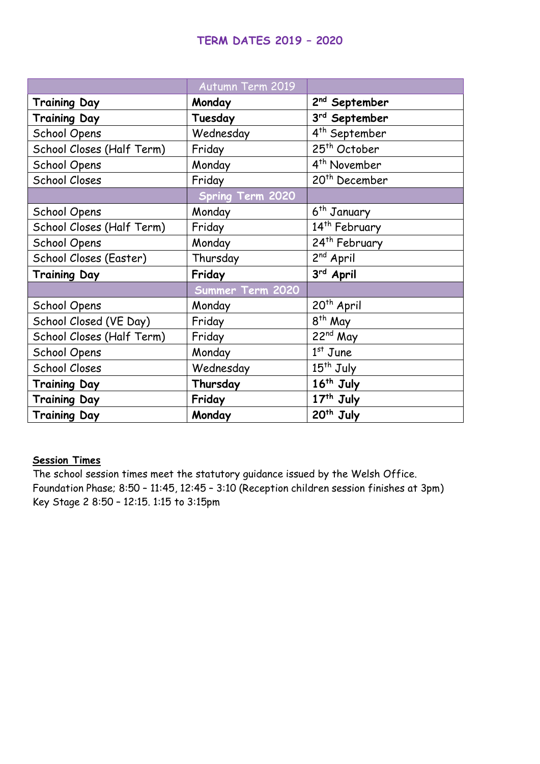## TERM DATES 2019 – 2020

| | Autumn Term 2019 | |
|---|---|---|
| **Training Day** | **Monday** | **2nd September** |
| **Training Day** | **Tuesday** | **3rd September** |
| School Opens | Wednesday | 4th September |
| School Closes (Half Term) | Friday | 25th October |
| School Opens | Monday | 4th November |
| School Closes | Friday | 20th December |
| | Spring Term 2020 | |
| School Opens | Monday | 6th January |
| School Closes (Half Term) | Friday | 14th February |
| School Opens | Monday | 24th February |
| School Closes (Easter) | Thursday | 2nd April |
| **Training Day** | **Friday** | **3rd April** |
| | Summer Term 2020 | |
| School Opens | Monday | 20th April |
| School Closed (VE Day) | Friday | 8th May |
| School Closes (Half Term) | Friday | 22nd May |
| School Opens | Monday | 1st June |
| School Closes | Wednesday | 15th July |
| **Training Day** | **Thursday** | **16th July** |
| **Training Day** | **Friday** | **17th July** |
| **Training Day** | **Monday** | **20th July** |

**Session Times**

The school session times meet the statutory guidance issued by the Welsh Office.
Foundation Phase; 8:50 – 11:45, 12:45 – 3:10 (Reception children session finishes at 3pm)
Key Stage 2 8:50 – 12:15. 1:15 to 3:15pm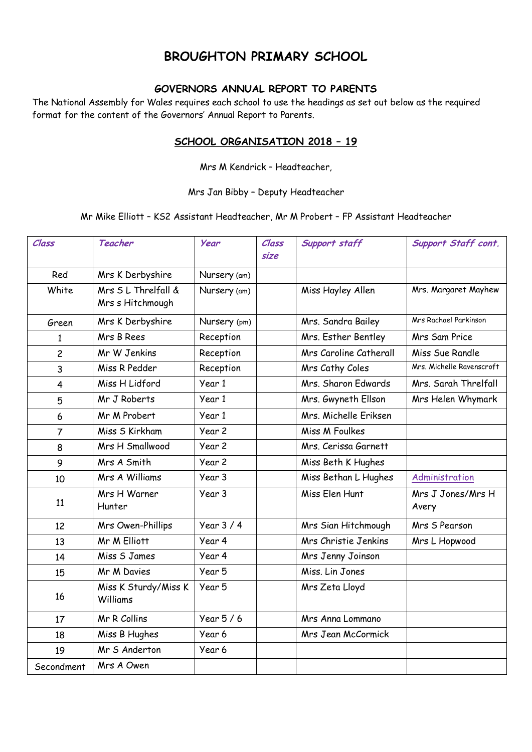# BROUGHTON PRIMARY SCHOOL

## GOVERNORS ANNUAL REPORT TO PARENTS

The National Assembly for Wales requires each school to use the headings as set out below as the required format for the content of the Governors' Annual Report to Parents.

### SCHOOL ORGANISATION 2018 – 19

Mrs M Kendrick – Headteacher,

Mrs Jan Bibby – Deputy Headteacher

Mr Mike Elliott – KS2 Assistant Headteacher, Mr M Probert – FP Assistant Headteacher

| *Class* | *Teacher* | *Year* | *Class size* | *Support staff* | *Support Staff cont.* |
|---|---|---|---|---|---|
| Red | Mrs K Derbyshire | Nursery (am) | | | |
| White | Mrs S L Threlfall & Mrs s Hitchmough | Nursery (am) | | Miss Hayley Allen | Mrs. Margaret Mayhew |
| Green | Mrs K Derbyshire | Nursery (pm) | | Mrs. Sandra Bailey | Mrs Rachael Parkinson |
| 1 | Mrs B Rees | Reception | | Mrs. Esther Bentley | Mrs Sam Price |
| 2 | Mr W Jenkins | Reception | | Mrs Caroline Catherall | Miss Sue Randle |
| 3 | Miss R Pedder | Reception | | Mrs Cathy Coles | Mrs. Michelle Ravenscroft |
| 4 | Miss H Lidford | Year 1 | | Mrs. Sharon Edwards | Mrs. Sarah Threlfall |
| 5 | Mr J Roberts | Year 1 | | Mrs. Gwyneth Ellson | Mrs Helen Whymark |
| 6 | Mr M Probert | Year 1 | | Mrs. Michelle Eriksen | |
| 7 | Miss S Kirkham | Year 2 | | Miss M Foulkes | |
| 8 | Mrs H Smallwood | Year 2 | | Mrs. Cerissa Garnett | |
| 9 | Mrs A Smith | Year 2 | | Miss Beth K Hughes | |
| 10 | Mrs A Williams | Year 3 | | Miss Bethan L Hughes | Administration |
| 11 | Mrs H Warner Hunter | Year 3 | | Miss Elen Hunt | Mrs J Jones/Mrs H Avery |
| 12 | Mrs Owen-Phillips | Year 3 / 4 | | Mrs Sian Hitchmough | Mrs S Pearson |
| 13 | Mr M Elliott | Year 4 | | Mrs Christie Jenkins | Mrs L Hopwood |
| 14 | Miss S James | Year 4 | | Mrs Jenny Joinson | |
| 15 | Mr M Davies | Year 5 | | Miss. Lin Jones | |
| 16 | Miss K Sturdy/Miss K Williams | Year 5 | | Mrs Zeta Lloyd | |
| 17 | Mr R Collins | Year 5 / 6 | | Mrs Anna Lommano | |
| 18 | Miss B Hughes | Year 6 | | Mrs Jean McCormick | |
| 19 | Mr S Anderton | Year 6 | | | |
| Secondment | Mrs A Owen | | | | |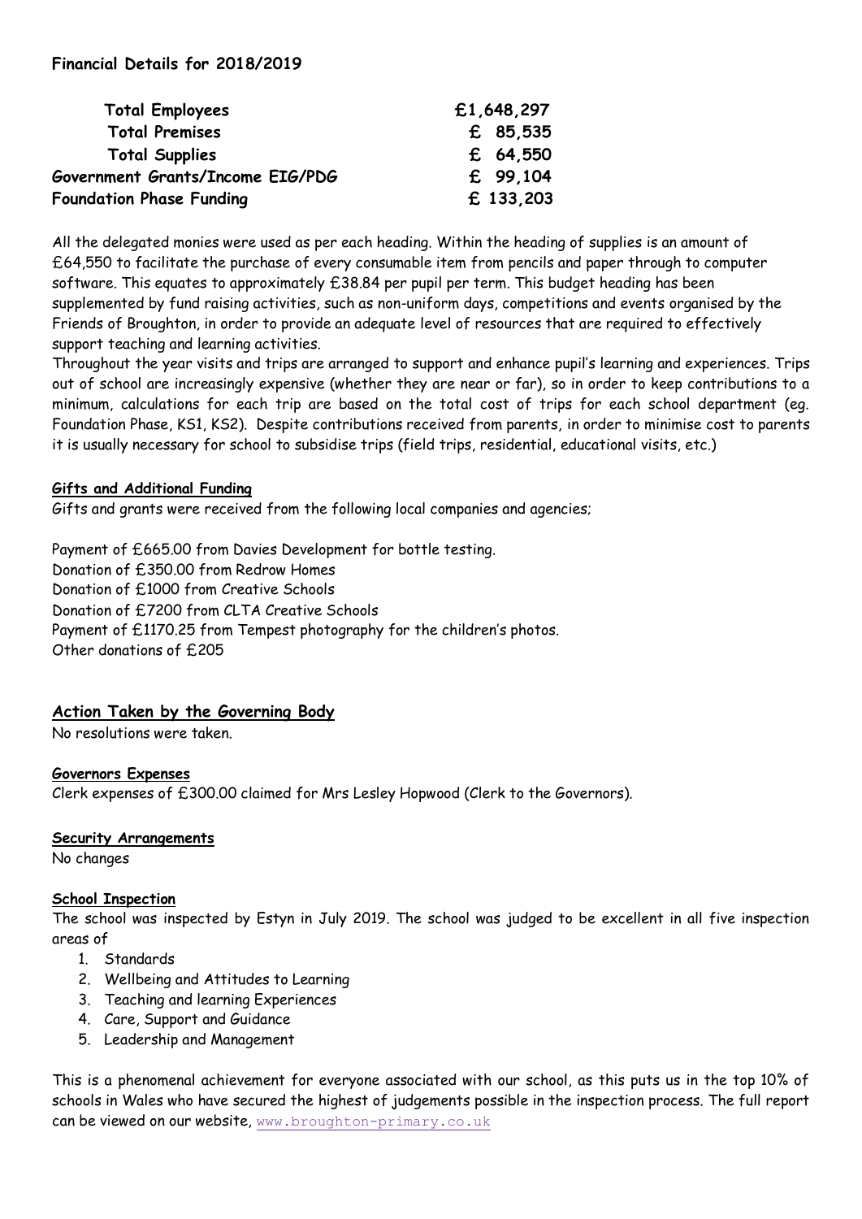## Financial Details for 2018/2019

| | |
|---|---|
| **Total Employees** | **£1,648,297** |
| **Total Premises** | **£ 85,535** |
| **Total Supplies** | **£ 64,550** |
| **Government Grants/Income EIG/PDG** | **£ 99,104** |
| **Foundation Phase Funding** | **£ 133,203** |

All the delegated monies were used as per each heading. Within the heading of supplies is an amount of £64,550 to facilitate the purchase of every consumable item from pencils and paper through to computer software. This equates to approximately £38.84 per pupil per term. This budget heading has been supplemented by fund raising activities, such as non-uniform days, competitions and events organised by the Friends of Broughton, in order to provide an adequate level of resources that are required to effectively support teaching and learning activities.

Throughout the year visits and trips are arranged to support and enhance pupil's learning and experiences. Trips out of school are increasingly expensive (whether they are near or far), so in order to keep contributions to a minimum, calculations for each trip are based on the total cost of trips for each school department (eg. Foundation Phase, KS1, KS2). Despite contributions received from parents, in order to minimise cost to parents it is usually necessary for school to subsidise trips (field trips, residential, educational visits, etc.)

### Gifts and Additional Funding

Gifts and grants were received from the following local companies and agencies;

Payment of £665.00 from Davies Development for bottle testing.
Donation of £350.00 from Redrow Homes
Donation of £1000 from Creative Schools
Donation of £7200 from CLTA Creative Schools
Payment of £1170.25 from Tempest photography for the children's photos.
Other donations of £205

## Action Taken by the Governing Body

No resolutions were taken.

### Governors Expenses

Clerk expenses of £300.00 claimed for Mrs Lesley Hopwood (Clerk to the Governors).

### Security Arrangements

No changes

### School Inspection

The school was inspected by Estyn in July 2019. The school was judged to be excellent in all five inspection areas of

1. Standards
2. Wellbeing and Attitudes to Learning
3. Teaching and learning Experiences
4. Care, Support and Guidance
5. Leadership and Management

This is a phenomenal achievement for everyone associated with our school, as this puts us in the top 10% of schools in Wales who have secured the highest of judgements possible in the inspection process. The full report can be viewed on our website, www.broughton-primary.co.uk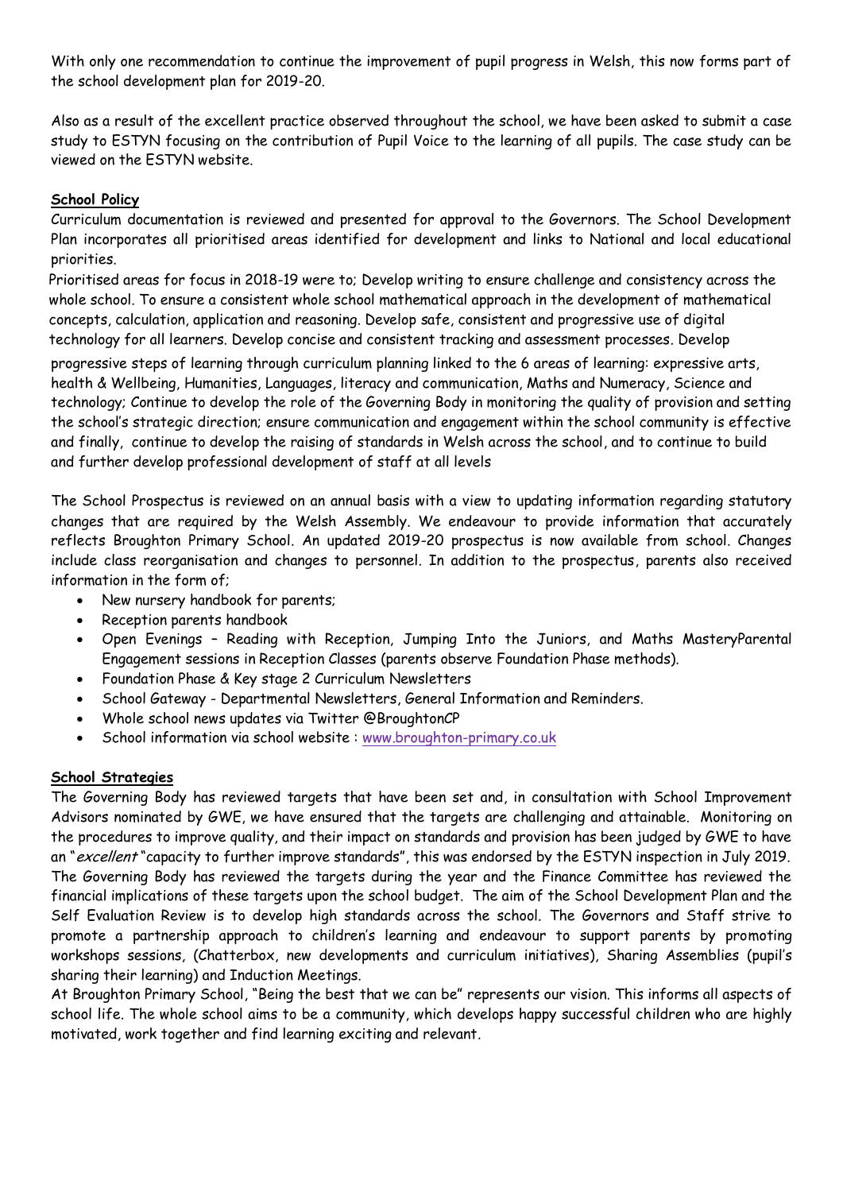With only one recommendation to continue the improvement of pupil progress in Welsh, this now forms part of the school development plan for 2019-20.

Also as a result of the excellent practice observed throughout the school, we have been asked to submit a case study to ESTYN focusing on the contribution of Pupil Voice to the learning of all pupils. The case study can be viewed on the ESTYN website.

**School Policy**

Curriculum documentation is reviewed and presented for approval to the Governors. The School Development Plan incorporates all prioritised areas identified for development and links to National and local educational priorities.

Prioritised areas for focus in 2018-19 were to; Develop writing to ensure challenge and consistency across the whole school. To ensure a consistent whole school mathematical approach in the development of mathematical concepts, calculation, application and reasoning. Develop safe, consistent and progressive use of digital technology for all learners. Develop concise and consistent tracking and assessment processes. Develop progressive steps of learning through curriculum planning linked to the 6 areas of learning: expressive arts, health & Wellbeing, Humanities, Languages, literacy and communication, Maths and Numeracy, Science and technology; Continue to develop the role of the Governing Body in monitoring the quality of provision and setting the school's strategic direction; ensure communication and engagement within the school community is effective and finally, continue to develop the raising of standards in Welsh across the school, and to continue to build and further develop professional development of staff at all levels

The School Prospectus is reviewed on an annual basis with a view to updating information regarding statutory changes that are required by the Welsh Assembly. We endeavour to provide information that accurately reflects Broughton Primary School. An updated 2019-20 prospectus is now available from school. Changes include class reorganisation and changes to personnel. In addition to the prospectus, parents also received information in the form of;

- New nursery handbook for parents;
- Reception parents handbook
- Open Evenings – Reading with Reception, Jumping Into the Juniors, and Maths MasteryParental Engagement sessions in Reception Classes (parents observe Foundation Phase methods).
- Foundation Phase & Key stage 2 Curriculum Newsletters
- School Gateway - Departmental Newsletters, General Information and Reminders.
- Whole school news updates via Twitter @BroughtonCP
- School information via school website : www.broughton-primary.co.uk

**School Strategies**

The Governing Body has reviewed targets that have been set and, in consultation with School Improvement Advisors nominated by GWE, we have ensured that the targets are challenging and attainable. Monitoring on the procedures to improve quality, and their impact on standards and provision has been judged by GWE to have an "*excellent* "capacity to further improve standards", this was endorsed by the ESTYN inspection in July 2019. The Governing Body has reviewed the targets during the year and the Finance Committee has reviewed the financial implications of these targets upon the school budget. The aim of the School Development Plan and the Self Evaluation Review is to develop high standards across the school. The Governors and Staff strive to promote a partnership approach to children's learning and endeavour to support parents by promoting workshops sessions, (Chatterbox, new developments and curriculum initiatives), Sharing Assemblies (pupil's sharing their learning) and Induction Meetings.

At Broughton Primary School, "Being the best that we can be" represents our vision. This informs all aspects of school life. The whole school aims to be a community, which develops happy successful children who are highly motivated, work together and find learning exciting and relevant.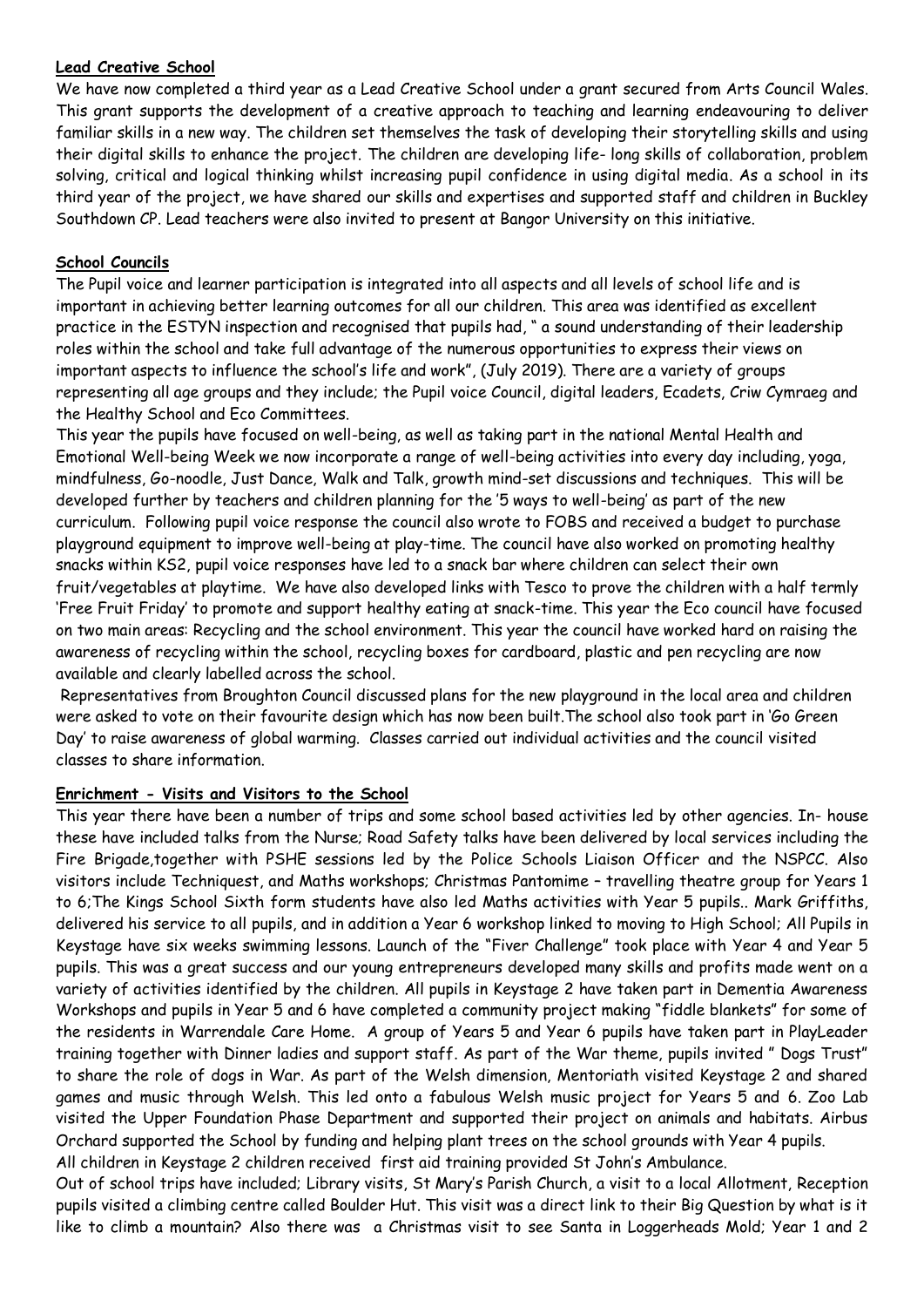**Lead Creative School**

We have now completed a third year as a Lead Creative School under a grant secured from Arts Council Wales. This grant supports the development of a creative approach to teaching and learning endeavouring to deliver familiar skills in a new way. The children set themselves the task of developing their storytelling skills and using their digital skills to enhance the project. The children are developing life- long skills of collaboration, problem solving, critical and logical thinking whilst increasing pupil confidence in using digital media. As a school in its third year of the project, we have shared our skills and expertises and supported staff and children in Buckley Southdown CP. Lead teachers were also invited to present at Bangor University on this initiative.

**School Councils**

The Pupil voice and learner participation is integrated into all aspects and all levels of school life and is important in achieving better learning outcomes for all our children. This area was identified as excellent practice in the ESTYN inspection and recognised that pupils had, " a sound understanding of their leadership roles within the school and take full advantage of the numerous opportunities to express their views on important aspects to influence the school's life and work", (July 2019). There are a variety of groups representing all age groups and they include; the Pupil voice Council, digital leaders, Ecadets, Criw Cymraeg and the Healthy School and Eco Committees.

This year the pupils have focused on well-being, as well as taking part in the national Mental Health and Emotional Well-being Week we now incorporate a range of well-being activities into every day including, yoga, mindfulness, Go-noodle, Just Dance, Walk and Talk, growth mind-set discussions and techniques. This will be developed further by teachers and children planning for the '5 ways to well-being' as part of the new curriculum. Following pupil voice response the council also wrote to FOBS and received a budget to purchase playground equipment to improve well-being at play-time. The council have also worked on promoting healthy snacks within KS2, pupil voice responses have led to a snack bar where children can select their own fruit/vegetables at playtime. We have also developed links with Tesco to prove the children with a half termly 'Free Fruit Friday' to promote and support healthy eating at snack-time. This year the Eco council have focused on two main areas: Recycling and the school environment. This year the council have worked hard on raising the awareness of recycling within the school, recycling boxes for cardboard, plastic and pen recycling are now available and clearly labelled across the school.

Representatives from Broughton Council discussed plans for the new playground in the local area and children were asked to vote on their favourite design which has now been built.The school also took part in 'Go Green Day' to raise awareness of global warming. Classes carried out individual activities and the council visited classes to share information.

**Enrichment - Visits and Visitors to the School**

This year there have been a number of trips and some school based activities led by other agencies. In- house these have included talks from the Nurse; Road Safety talks have been delivered by local services including the Fire Brigade,together with PSHE sessions led by the Police Schools Liaison Officer and the NSPCC. Also visitors include Techniquest, and Maths workshops; Christmas Pantomime – travelling theatre group for Years 1 to 6;The Kings School Sixth form students have also led Maths activities with Year 5 pupils.. Mark Griffiths, delivered his service to all pupils, and in addition a Year 6 workshop linked to moving to High School; All Pupils in Keystage have six weeks swimming lessons. Launch of the "Fiver Challenge" took place with Year 4 and Year 5 pupils. This was a great success and our young entrepreneurs developed many skills and profits made went on a variety of activities identified by the children. All pupils in Keystage 2 have taken part in Dementia Awareness Workshops and pupils in Year 5 and 6 have completed a community project making "fiddle blankets" for some of the residents in Warrendale Care Home. A group of Years 5 and Year 6 pupils have taken part in PlayLeader training together with Dinner ladies and support staff. As part of the War theme, pupils invited " Dogs Trust" to share the role of dogs in War. As part of the Welsh dimension, Mentoriath visited Keystage 2 and shared games and music through Welsh. This led onto a fabulous Welsh music project for Years 5 and 6. Zoo Lab visited the Upper Foundation Phase Department and supported their project on animals and habitats. Airbus Orchard supported the School by funding and helping plant trees on the school grounds with Year 4 pupils. All children in Keystage 2 children received first aid training provided St John's Ambulance.

Out of school trips have included; Library visits, St Mary's Parish Church, a visit to a local Allotment, Reception pupils visited a climbing centre called Boulder Hut. This visit was a direct link to their Big Question by what is it like to climb a mountain? Also there was a Christmas visit to see Santa in Loggerheads Mold; Year 1 and 2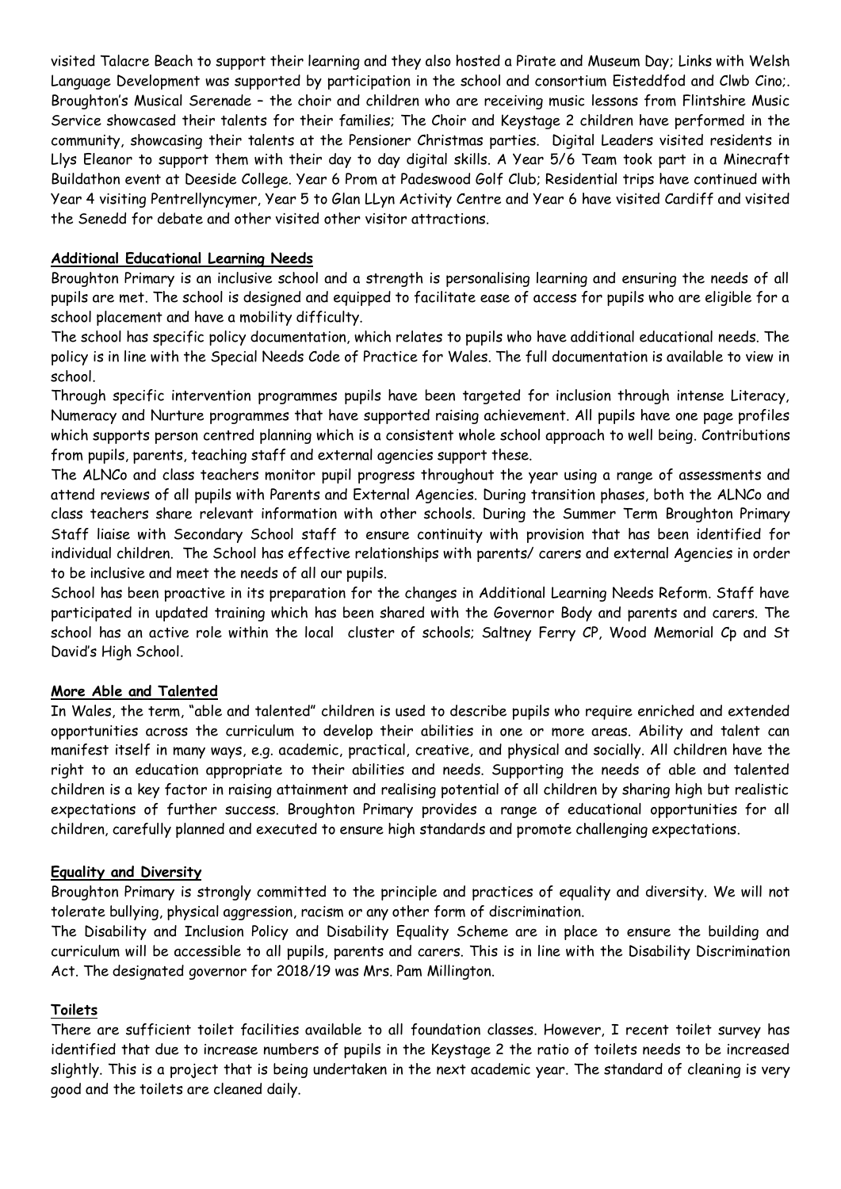visited Talacre Beach to support their learning and they also hosted a Pirate and Museum Day; Links with Welsh Language Development was supported by participation in the school and consortium Eisteddfod and Clwb Cino;. Broughton's Musical Serenade – the choir and children who are receiving music lessons from Flintshire Music Service showcased their talents for their families; The Choir and Keystage 2 children have performed in the community, showcasing their talents at the Pensioner Christmas parties. Digital Leaders visited residents in Llys Eleanor to support them with their day to day digital skills. A Year 5/6 Team took part in a Minecraft Buildathon event at Deeside College. Year 6 Prom at Padeswood Golf Club; Residential trips have continued with Year 4 visiting Pentrellyncymer, Year 5 to Glan LLyn Activity Centre and Year 6 have visited Cardiff and visited the Senedd for debate and other visited other visitor attractions.

**Additional Educational Learning Needs**

Broughton Primary is an inclusive school and a strength is personalising learning and ensuring the needs of all pupils are met. The school is designed and equipped to facilitate ease of access for pupils who are eligible for a school placement and have a mobility difficulty.

The school has specific policy documentation, which relates to pupils who have additional educational needs. The policy is in line with the Special Needs Code of Practice for Wales. The full documentation is available to view in school.

Through specific intervention programmes pupils have been targeted for inclusion through intense Literacy, Numeracy and Nurture programmes that have supported raising achievement. All pupils have one page profiles which supports person centred planning which is a consistent whole school approach to well being. Contributions from pupils, parents, teaching staff and external agencies support these.

The ALNCo and class teachers monitor pupil progress throughout the year using a range of assessments and attend reviews of all pupils with Parents and External Agencies. During transition phases, both the ALNCo and class teachers share relevant information with other schools. During the Summer Term Broughton Primary Staff liaise with Secondary School staff to ensure continuity with provision that has been identified for individual children. The School has effective relationships with parents/ carers and external Agencies in order to be inclusive and meet the needs of all our pupils.

School has been proactive in its preparation for the changes in Additional Learning Needs Reform. Staff have participated in updated training which has been shared with the Governor Body and parents and carers. The school has an active role within the local cluster of schools; Saltney Ferry CP, Wood Memorial Cp and St David's High School.

**More Able and Talented**

In Wales, the term, "able and talented" children is used to describe pupils who require enriched and extended opportunities across the curriculum to develop their abilities in one or more areas. Ability and talent can manifest itself in many ways, e.g. academic, practical, creative, and physical and socially. All children have the right to an education appropriate to their abilities and needs. Supporting the needs of able and talented children is a key factor in raising attainment and realising potential of all children by sharing high but realistic expectations of further success. Broughton Primary provides a range of educational opportunities for all children, carefully planned and executed to ensure high standards and promote challenging expectations.

**Equality and Diversity**

Broughton Primary is strongly committed to the principle and practices of equality and diversity. We will not tolerate bullying, physical aggression, racism or any other form of discrimination.

The Disability and Inclusion Policy and Disability Equality Scheme are in place to ensure the building and curriculum will be accessible to all pupils, parents and carers. This is in line with the Disability Discrimination Act. The designated governor for 2018/19 was Mrs. Pam Millington.

**Toilets**

There are sufficient toilet facilities available to all foundation classes. However, I recent toilet survey has identified that due to increase numbers of pupils in the Keystage 2 the ratio of toilets needs to be increased slightly. This is a project that is being undertaken in the next academic year. The standard of cleaning is very good and the toilets are cleaned daily.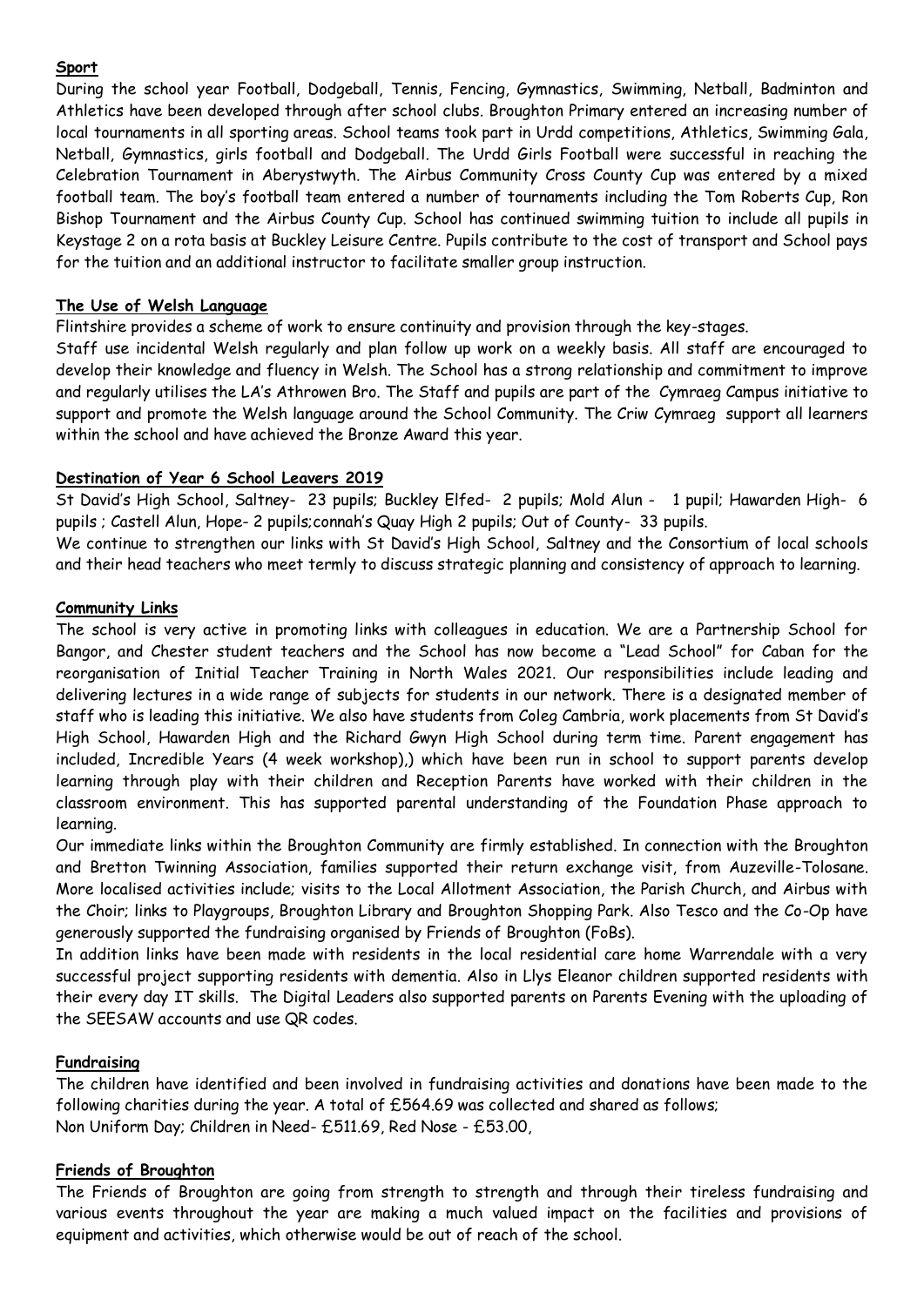## Sport

During the school year Football, Dodgeball, Tennis, Fencing, Gymnastics, Swimming, Netball, Badminton and Athletics have been developed through after school clubs. Broughton Primary entered an increasing number of local tournaments in all sporting areas. School teams took part in Urdd competitions, Athletics, Swimming Gala, Netball, Gymnastics, girls football and Dodgeball. The Urdd Girls Football were successful in reaching the Celebration Tournament in Aberystwyth. The Airbus Community Cross County Cup was entered by a mixed football team. The boy's football team entered a number of tournaments including the Tom Roberts Cup, Ron Bishop Tournament and the Airbus County Cup. School has continued swimming tuition to include all pupils in Keystage 2 on a rota basis at Buckley Leisure Centre. Pupils contribute to the cost of transport and School pays for the tuition and an additional instructor to facilitate smaller group instruction.

## The Use of Welsh Language

Flintshire provides a scheme of work to ensure continuity and provision through the key-stages.

Staff use incidental Welsh regularly and plan follow up work on a weekly basis. All staff are encouraged to develop their knowledge and fluency in Welsh. The School has a strong relationship and commitment to improve and regularly utilises the LA's Athrowen Bro. The Staff and pupils are part of the Cymraeg Campus initiative to support and promote the Welsh language around the School Community. The Criw Cymraeg support all learners within the school and have achieved the Bronze Award this year.

## Destination of Year 6 School Leavers 2019

St David's High School, Saltney- 23 pupils; Buckley Elfed- 2 pupils; Mold Alun - 1 pupil; Hawarden High- 6 pupils ; Castell Alun, Hope- 2 pupils;connah's Quay High 2 pupils; Out of County- 33 pupils.

We continue to strengthen our links with St David's High School, Saltney and the Consortium of local schools and their head teachers who meet termly to discuss strategic planning and consistency of approach to learning.

## Community Links

The school is very active in promoting links with colleagues in education. We are a Partnership School for Bangor, and Chester student teachers and the School has now become a "Lead School" for Caban for the reorganisation of Initial Teacher Training in North Wales 2021. Our responsibilities include leading and delivering lectures in a wide range of subjects for students in our network. There is a designated member of staff who is leading this initiative. We also have students from Coleg Cambria, work placements from St David's High School, Hawarden High and the Richard Gwyn High School during term time. Parent engagement has included, Incredible Years (4 week workshop),) which have been run in school to support parents develop learning through play with their children and Reception Parents have worked with their children in the classroom environment. This has supported parental understanding of the Foundation Phase approach to learning.

Our immediate links within the Broughton Community are firmly established. In connection with the Broughton and Bretton Twinning Association, families supported their return exchange visit, from Auzeville-Tolosane. More localised activities include; visits to the Local Allotment Association, the Parish Church, and Airbus with the Choir; links to Playgroups, Broughton Library and Broughton Shopping Park. Also Tesco and the Co-Op have generously supported the fundraising organised by Friends of Broughton (FoBs).

In addition links have been made with residents in the local residential care home Warrendale with a very successful project supporting residents with dementia. Also in Llys Eleanor children supported residents with their every day IT skills. The Digital Leaders also supported parents on Parents Evening with the uploading of the SEESAW accounts and use QR codes.

## Fundraising

The children have identified and been involved in fundraising activities and donations have been made to the following charities during the year. A total of £564.69 was collected and shared as follows;

Non Uniform Day; Children in Need- £511.69, Red Nose - £53.00,

## Friends of Broughton

The Friends of Broughton are going from strength to strength and through their tireless fundraising and various events throughout the year are making a much valued impact on the facilities and provisions of equipment and activities, which otherwise would be out of reach of the school.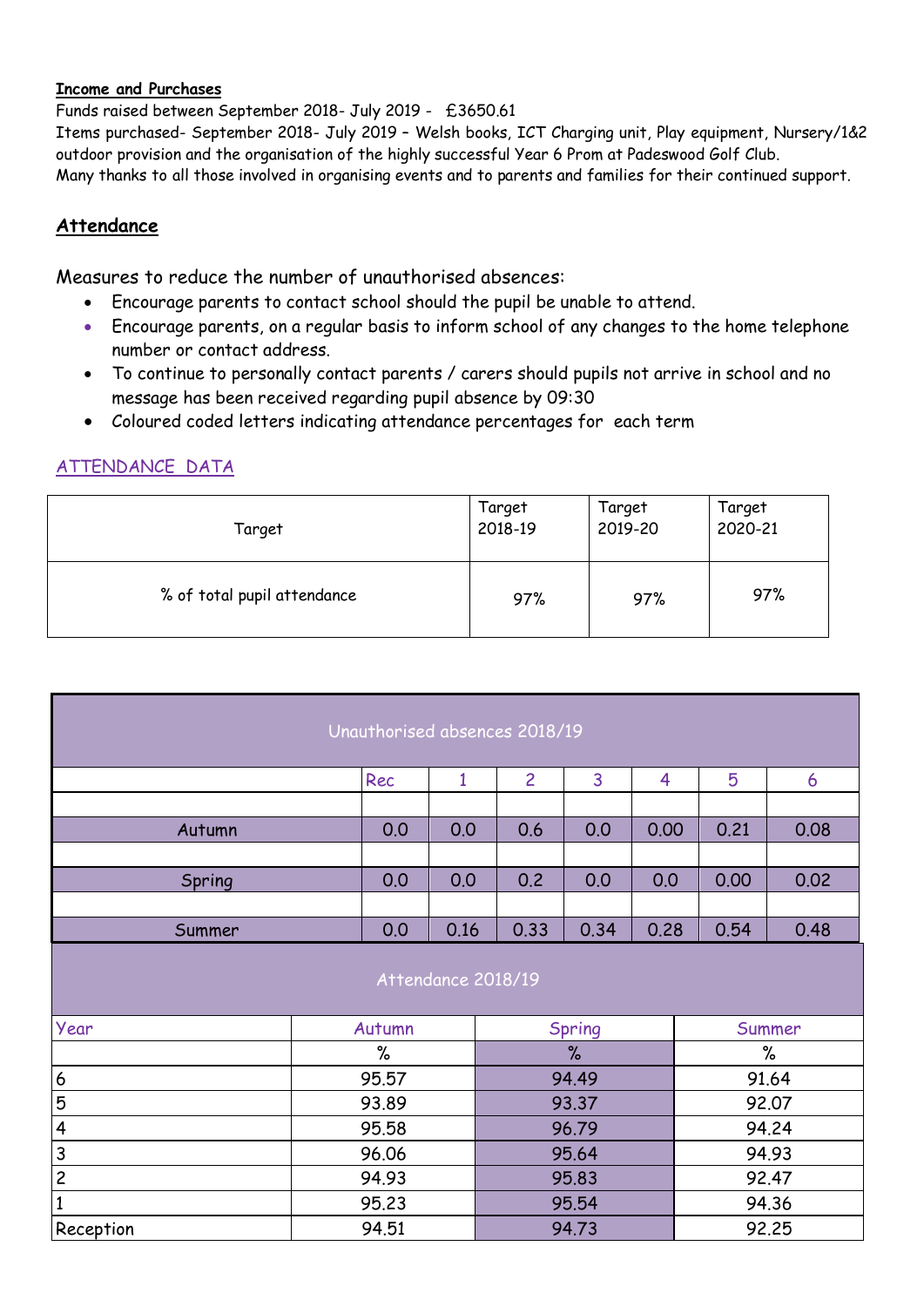**Income and Purchases**

Funds raised between September 2018- July 2019 - £3650.61

Items purchased- September 2018- July 2019 – Welsh books, ICT Charging unit, Play equipment, Nursery/1&2 outdoor provision and the organisation of the highly successful Year 6 Prom at Padeswood Golf Club.

Many thanks to all those involved in organising events and to parents and families for their continued support.

## Attendance

Measures to reduce the number of unauthorised absences:

- Encourage parents to contact school should the pupil be unable to attend.
- Encourage parents, on a regular basis to inform school of any changes to the home telephone number or contact address.
- To continue to personally contact parents / carers should pupils not arrive in school and no message has been received regarding pupil absence by 09:30
- Coloured coded letters indicating attendance percentages for each term

ATTENDANCE DATA

| Target | Target 2018-19 | Target 2019-20 | Target 2020-21 |
|---|---|---|---|
| % of total pupil attendance | 97% | 97% | 97% |

| Unauthorised absences 2018/19 | | | | | | | |
|---|---|---|---|---|---|---|---|
| | Rec | 1 | 2 | 3 | 4 | 5 | 6 |
| Autumn | 0.0 | 0.0 | 0.6 | 0.0 | 0.00 | 0.21 | 0.08 |
| Spring | 0.0 | 0.0 | 0.2 | 0.0 | 0.0 | 0.00 | 0.02 |
| Summer | 0.0 | 0.16 | 0.33 | 0.34 | 0.28 | 0.54 | 0.48 |

| Attendance 2018/19 | | | |
|---|---|---|---|
| Year | Autumn | Spring | Summer |
| | % | % | % |
| 6 | 95.57 | 94.49 | 91.64 |
| 5 | 93.89 | 93.37 | 92.07 |
| 4 | 95.58 | 96.79 | 94.24 |
| 3 | 96.06 | 95.64 | 94.93 |
| 2 | 94.93 | 95.83 | 92.47 |
| 1 | 95.23 | 95.54 | 94.36 |
| Reception | 94.51 | 94.73 | 92.25 |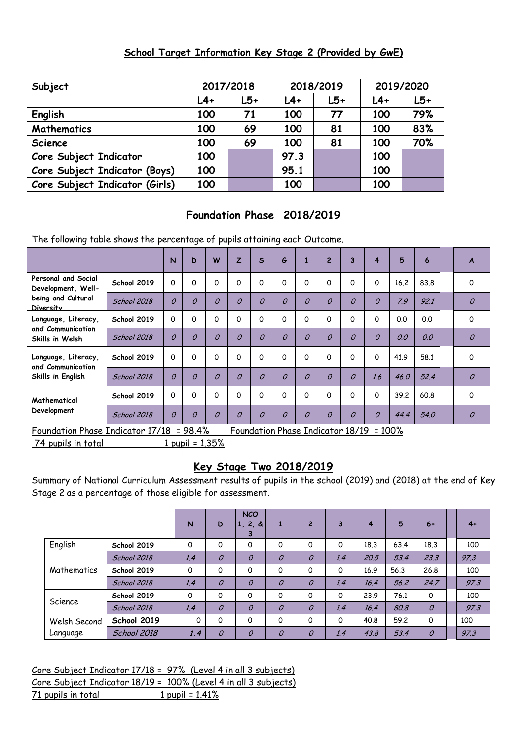## School Target Information Key Stage 2 (Provided by GwE)

| Subject | 2017/2018 | | 2018/2019 | | 2019/2020 | |
|---|---|---|---|---|---|---|
| | L4+ | L5+ | L4+ | L5+ | L4+ | L5+ |
| English | 100 | 71 | 100 | 77 | 100 | 79% |
| Mathematics | 100 | 69 | 100 | 81 | 100 | 83% |
| Science | 100 | 69 | 100 | 81 | 100 | 70% |
| Core Subject Indicator | 100 | | 97.3 | | 100 | |
| Core Subject Indicator (Boys) | 100 | | 95.1 | | 100 | |
| Core Subject Indicator (Girls) | 100 | | 100 | | 100 | |

## Foundation Phase 2018/2019

The following table shows the percentage of pupils attaining each Outcome.

| | | N | D | W | Z | S | G | 1 | 2 | 3 | 4 | 5 | 6 | | A |
|---|---|---|---|---|---|---|---|---|---|---|---|---|---|---|---|
| Personal and Social Development, Well-being and Cultural Diversity | School 2019 | 0 | 0 | 0 | 0 | 0 | 0 | 0 | 0 | 0 | 0 | 16.2 | 83.8 | | 0 |
| | *School 2018* | *0* | *0* | *0* | *0* | *0* | *0* | *0* | *0* | *0* | *0* | *7.9* | *92.1* | | *0* |
| Language, Literacy, and Communication Skills in Welsh | School 2019 | 0 | 0 | 0 | 0 | 0 | 0 | 0 | 0 | 0 | 0 | 0.0 | 0.0 | | 0 |
| | *School 2018* | *0* | *0* | *0* | *0* | *0* | *0* | *0* | *0* | *0* | *0* | *0.0* | *0.0* | | *0* |
| Language, Literacy, and Communication Skills in English | School 2019 | 0 | 0 | 0 | 0 | 0 | 0 | 0 | 0 | 0 | 0 | 41.9 | 58.1 | | 0 |
| | *School 2018* | *0* | *0* | *0* | *0* | *0* | *0* | *0* | *0* | *0* | *1.6* | *46.0* | *52.4* | | *0* |
| Mathematical Development | School 2019 | 0 | 0 | 0 | 0 | 0 | 0 | 0 | 0 | 0 | 0 | 39.2 | 60.8 | | 0 |
| | *School 2018* | *0* | *0* | *0* | *0* | *0* | *0* | *0* | *0* | *0* | *0* | *44.4* | *54.0* | | *0* |

Foundation Phase Indicator 17/18 = 98.4%     Foundation Phase Indicator 18/19 = 100%

74 pupils in total     1 pupil = 1.35%

## Key Stage Two 2018/2019

Summary of National Curriculum Assessment results of pupils in the school (2019) and (2018) at the end of Key Stage 2 as a percentage of those eligible for assessment.

| | | N | D | NCO 1, 2, & 3 | 1 | 2 | 3 | 4 | 5 | 6+ | | 4+ |
|---|---|---|---|---|---|---|---|---|---|---|---|---|
| English | School 2019 | 0 | 0 | 0 | 0 | 0 | 0 | 18.3 | 63.4 | 18.3 | | 100 |
| | *School 2018* | *1.4* | *0* | *0* | *0* | *0* | *1.4* | *20.5* | *53.4* | *23.3* | | *97.3* |
| Mathematics | School 2019 | 0 | 0 | 0 | 0 | 0 | 0 | 16.9 | 56.3 | 26.8 | | 100 |
| | *School 2018* | *1.4* | *0* | *0* | *0* | *0* | *1.4* | *16.4* | *56.2* | *24.7* | | *97.3* |
| Science | School 2019 | 0 | 0 | 0 | 0 | 0 | 0 | 23.9 | 76.1 | 0 | | 100 |
| | *School 2018* | *1.4* | *0* | *0* | *0* | *0* | *1.4* | *16.4* | *80.8* | *0* | | *97.3* |
| Welsh Second Language | School 2019 | 0 | 0 | 0 | 0 | 0 | 0 | 40.8 | 59.2 | 0 | | 100 |
| | *School 2018* | *1.4* | *0* | *0* | *0* | *0* | *1.4* | *43.8* | *53.4* | *0* | | *97.3* |

Core Subject Indicator 17/18 = 97% (Level 4 in all 3 subjects)

Core Subject Indicator 18/19 = 100% (Level 4 in all 3 subjects)

71 pupils in total     1 pupil = 1.41%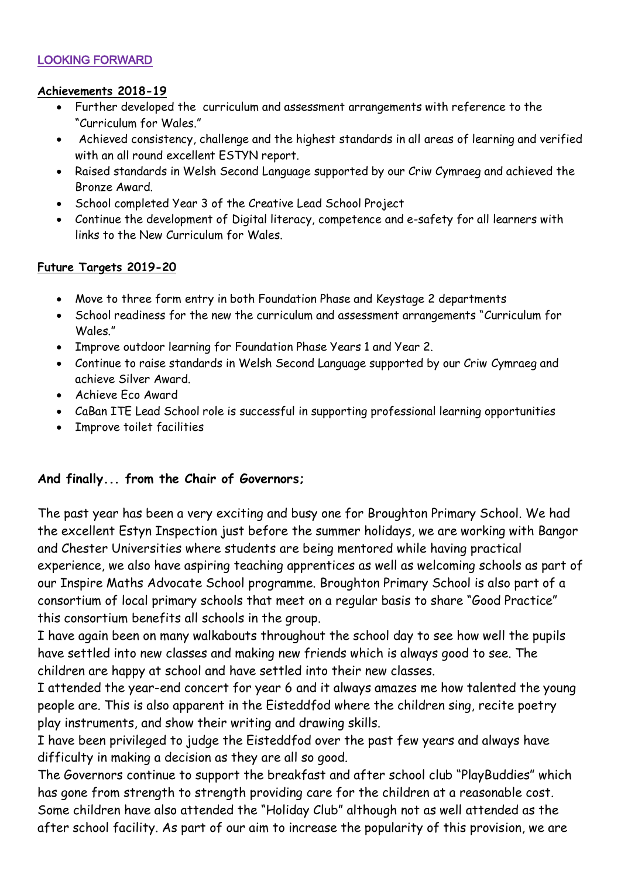## LOOKING FORWARD

**Achievements 2018-19**

- Further developed the curriculum and assessment arrangements with reference to the "Curriculum for Wales."
- Achieved consistency, challenge and the highest standards in all areas of learning and verified with an all round excellent ESTYN report.
- Raised standards in Welsh Second Language supported by our Criw Cymraeg and achieved the Bronze Award.
- School completed Year 3 of the Creative Lead School Project
- Continue the development of Digital literacy, competence and e-safety for all learners with links to the New Curriculum for Wales.

**Future Targets 2019-20**

- Move to three form entry in both Foundation Phase and Keystage 2 departments
- School readiness for the new the curriculum and assessment arrangements "Curriculum for Wales."
- Improve outdoor learning for Foundation Phase Years 1 and Year 2.
- Continue to raise standards in Welsh Second Language supported by our Criw Cymraeg and achieve Silver Award.
- Achieve Eco Award
- CaBan ITE Lead School role is successful in supporting professional learning opportunities
- Improve toilet facilities

**And finally... from the Chair of Governors;**

The past year has been a very exciting and busy one for Broughton Primary School. We had the excellent Estyn Inspection just before the summer holidays, we are working with Bangor and Chester Universities where students are being mentored while having practical experience, we also have aspiring teaching apprentices as well as welcoming schools as part of our Inspire Maths Advocate School programme. Broughton Primary School is also part of a consortium of local primary schools that meet on a regular basis to share "Good Practice" this consortium benefits all schools in the group.

I have again been on many walkabouts throughout the school day to see how well the pupils have settled into new classes and making new friends which is always good to see. The children are happy at school and have settled into their new classes.

I attended the year-end concert for year 6 and it always amazes me how talented the young people are. This is also apparent in the Eisteddfod where the children sing, recite poetry play instruments, and show their writing and drawing skills.

I have been privileged to judge the Eisteddfod over the past few years and always have difficulty in making a decision as they are all so good.

The Governors continue to support the breakfast and after school club "PlayBuddies" which has gone from strength to strength providing care for the children at a reasonable cost. Some children have also attended the "Holiday Club" although not as well attended as the after school facility. As part of our aim to increase the popularity of this provision, we are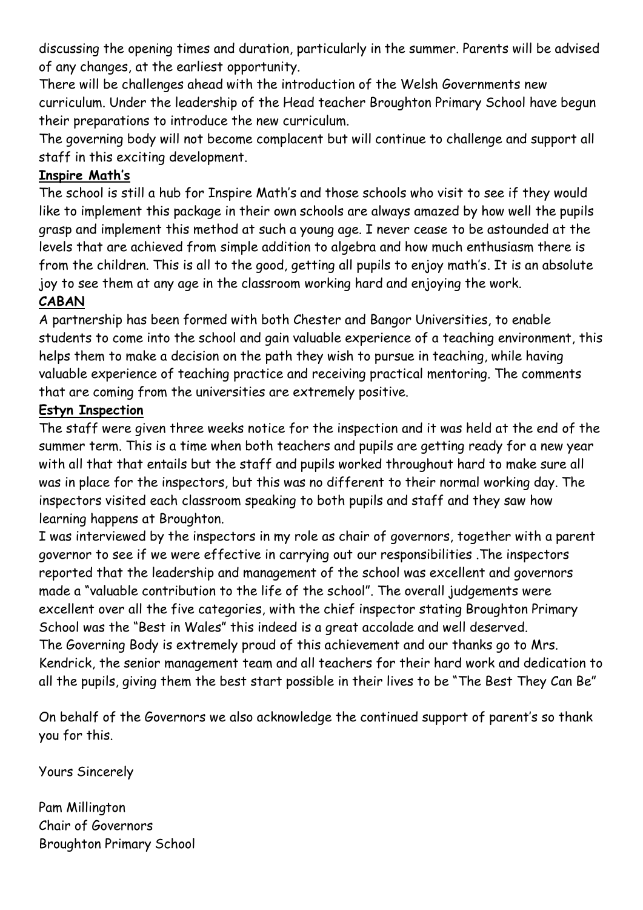discussing the opening times and duration, particularly in the summer. Parents will be advised of any changes, at the earliest opportunity.

There will be challenges ahead with the introduction of the Welsh Governments new curriculum. Under the leadership of the Head teacher Broughton Primary School have begun their preparations to introduce the new curriculum.

The governing body will not become complacent but will continue to challenge and support all staff in this exciting development.

**Inspire Math's**

The school is still a hub for Inspire Math's and those schools who visit to see if they would like to implement this package in their own schools are always amazed by how well the pupils grasp and implement this method at such a young age. I never cease to be astounded at the levels that are achieved from simple addition to algebra and how much enthusiasm there is from the children. This is all to the good, getting all pupils to enjoy math's. It is an absolute joy to see them at any age in the classroom working hard and enjoying the work.

**CABAN**

A partnership has been formed with both Chester and Bangor Universities, to enable students to come into the school and gain valuable experience of a teaching environment, this helps them to make a decision on the path they wish to pursue in teaching, while having valuable experience of teaching practice and receiving practical mentoring. The comments that are coming from the universities are extremely positive.

**Estyn Inspection**

The staff were given three weeks notice for the inspection and it was held at the end of the summer term. This is a time when both teachers and pupils are getting ready for a new year with all that that entails but the staff and pupils worked throughout hard to make sure all was in place for the inspectors, but this was no different to their normal working day. The inspectors visited each classroom speaking to both pupils and staff and they saw how learning happens at Broughton.

I was interviewed by the inspectors in my role as chair of governors, together with a parent governor to see if we were effective in carrying out our responsibilities .The inspectors reported that the leadership and management of the school was excellent and governors made a "valuable contribution to the life of the school". The overall judgements were excellent over all the five categories, with the chief inspector stating Broughton Primary School was the "Best in Wales" this indeed is a great accolade and well deserved.

The Governing Body is extremely proud of this achievement and our thanks go to Mrs. Kendrick, the senior management team and all teachers for their hard work and dedication to all the pupils, giving them the best start possible in their lives to be "The Best They Can Be"

On behalf of the Governors we also acknowledge the continued support of parent's so thank you for this.

Yours Sincerely

Pam Millington
Chair of Governors
Broughton Primary School